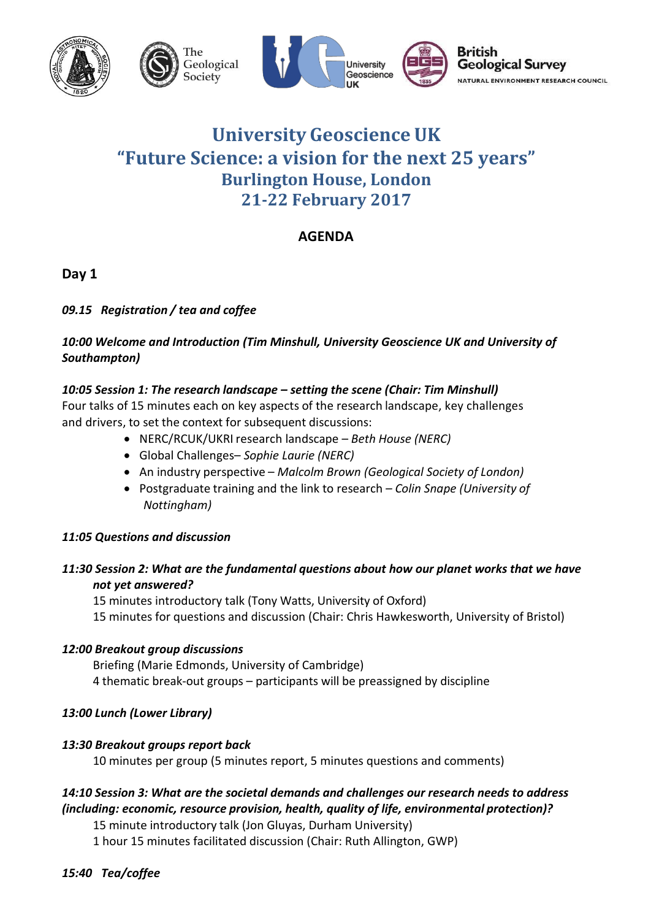# University Geoscience UK
# "Future Science: a vision for the next 25 years"
## Burlington House, London
## 21-22 February 2017

### AGENDA

## Day 1

***09.15 Registration / tea and coffee***

***10:00 Welcome and Introduction (Tim Minshull, University Geoscience UK and University of Southampton)***

***10:05 Session 1: The research landscape – setting the scene (Chair: Tim Minshull)***

Four talks of 15 minutes each on key aspects of the research landscape, key challenges and drivers, to set the context for subsequent discussions:

- NERC/RCUK/UKRI research landscape – *Beth House (NERC)*
- Global Challenges– *Sophie Laurie (NERC)*
- An industry perspective – *Malcolm Brown (Geological Society of London)*
- Postgraduate training and the link to research – *Colin Snape (University of Nottingham)*

***11:05 Questions and discussion***

***11:30 Session 2: What are the fundamental questions about how our planet works that we have not yet answered?***

15 minutes introductory talk (Tony Watts, University of Oxford)
15 minutes for questions and discussion (Chair: Chris Hawkesworth, University of Bristol)

***12:00 Breakout group discussions***

Briefing (Marie Edmonds, University of Cambridge)
4 thematic break-out groups – participants will be preassigned by discipline

***13:00 Lunch (Lower Library)***

***13:30 Breakout groups report back***

10 minutes per group (5 minutes report, 5 minutes questions and comments)

***14:10 Session 3: What are the societal demands and challenges our research needs to address (including: economic, resource provision, health, quality of life, environmental protection)?***

15 minute introductory talk (Jon Gluyas, Durham University)
1 hour 15 minutes facilitated discussion (Chair: Ruth Allington, GWP)

***15:40 Tea/coffee***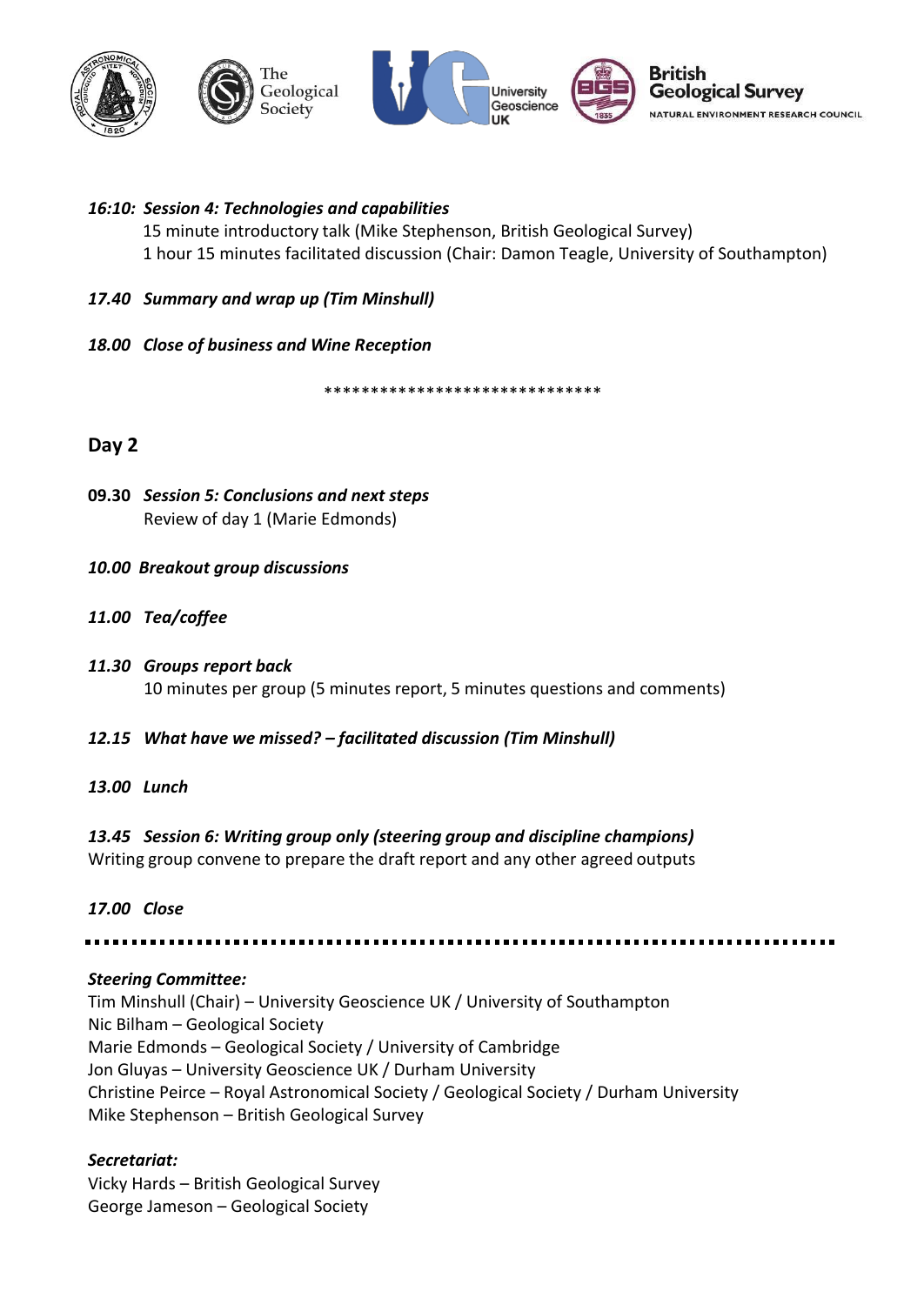***16:10: Session 4: Technologies and capabilities***
15 minute introductory talk (Mike Stephenson, British Geological Survey)
1 hour 15 minutes facilitated discussion (Chair: Damon Teagle, University of Southampton)

***17.40 Summary and wrap up (Tim Minshull)***

***18.00 Close of business and Wine Reception***

******************************

## Day 2

**09.30** ***Session 5: Conclusions and next steps***
Review of day 1 (Marie Edmonds)

***10.00 Breakout group discussions***

***11.00 Tea/coffee***

***11.30 Groups report back***
10 minutes per group (5 minutes report, 5 minutes questions and comments)

***12.15 What have we missed? – facilitated discussion (Tim Minshull)***

***13.00 Lunch***

***13.45 Session 6: Writing group only (steering group and discipline champions)***
Writing group convene to prepare the draft report and any other agreed outputs

***17.00 Close***

---

***Steering Committee:***
Tim Minshull (Chair) – University Geoscience UK / University of Southampton
Nic Bilham – Geological Society
Marie Edmonds – Geological Society / University of Cambridge
Jon Gluyas – University Geoscience UK / Durham University
Christine Peirce – Royal Astronomical Society / Geological Society / Durham University
Mike Stephenson – British Geological Survey

***Secretariat:***
Vicky Hards – British Geological Survey
George Jameson – Geological Society